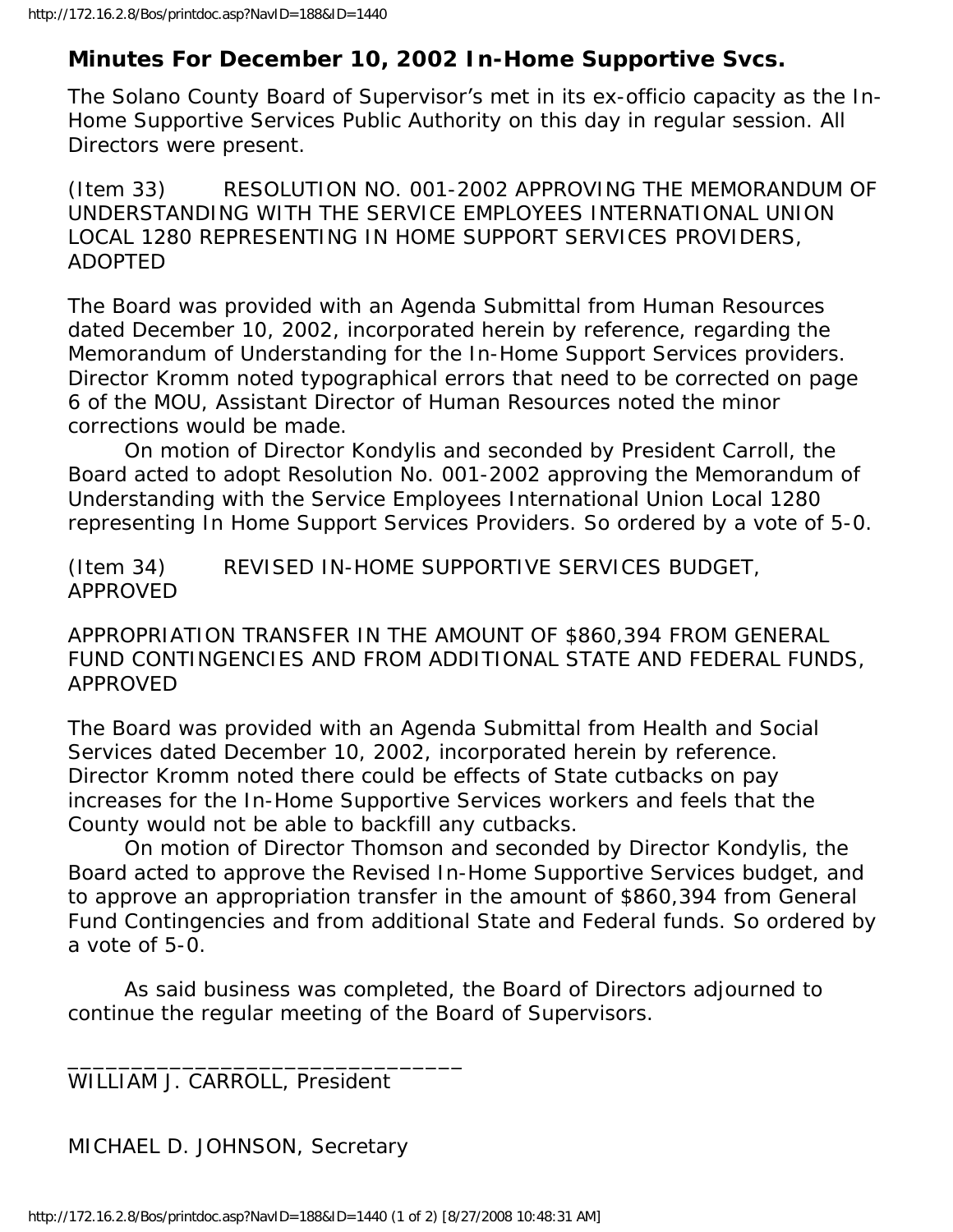# Minutes For December 10, 2002 In-Home Supportive Svcs.

The Solano County Board of Supervisor's met in its ex-officio capacity as the In-Home Supportive Services Public Authority on this day in regular session. All Directors were present.

(Item 33) RESOLUTION NO. 001-2002 APPROVING THE MEMORANDUM OF UNDERSTANDING WITH THE SERVICE EMPLOYEES INTERNATIONAL UNION LOCAL 1280 REPRESENTING IN HOME SUPPORT SERVICES PROVIDERS, ADOPTED

The Board was provided with an Agenda Submittal from Human Resources dated December 10, 2002, incorporated herein by reference, regarding the Memorandum of Understanding for the In-Home Support Services providers. Director Kromm noted typographical errors that need to be corrected on page 6 of the MOU, Assistant Director of Human Resources noted the minor corrections would be made.

On motion of Director Kondylis and seconded by President Carroll, the Board acted to adopt Resolution No. 001-2002 approving the Memorandum of Understanding with the Service Employees International Union Local 1280 representing In Home Support Services Providers. So ordered by a vote of 5-0.

(Item 34) REVISED IN-HOME SUPPORTIVE SERVICES BUDGET, APPROVED

APPROPRIATION TRANSFER IN THE AMOUNT OF $860,394 FROM GENERAL FUND CONTINGENCIES AND FROM ADDITIONAL STATE AND FEDERAL FUNDS, APPROVED

The Board was provided with an Agenda Submittal from Health and Social Services dated December 10, 2002, incorporated herein by reference. Director Kromm noted there could be effects of State cutbacks on pay increases for the In-Home Supportive Services workers and feels that the County would not be able to backfill any cutbacks.

On motion of Director Thomson and seconded by Director Kondylis, the Board acted to approve the Revised In-Home Supportive Services budget, and to approve an appropriation transfer in the amount of $860,394 from General Fund Contingencies and from additional State and Federal funds. So ordered by a vote of 5-0.

As said business was completed, the Board of Directors adjourned to continue the regular meeting of the Board of Supervisors.

______________________________
WILLIAM J. CARROLL, President

MICHAEL D. JOHNSON, Secretary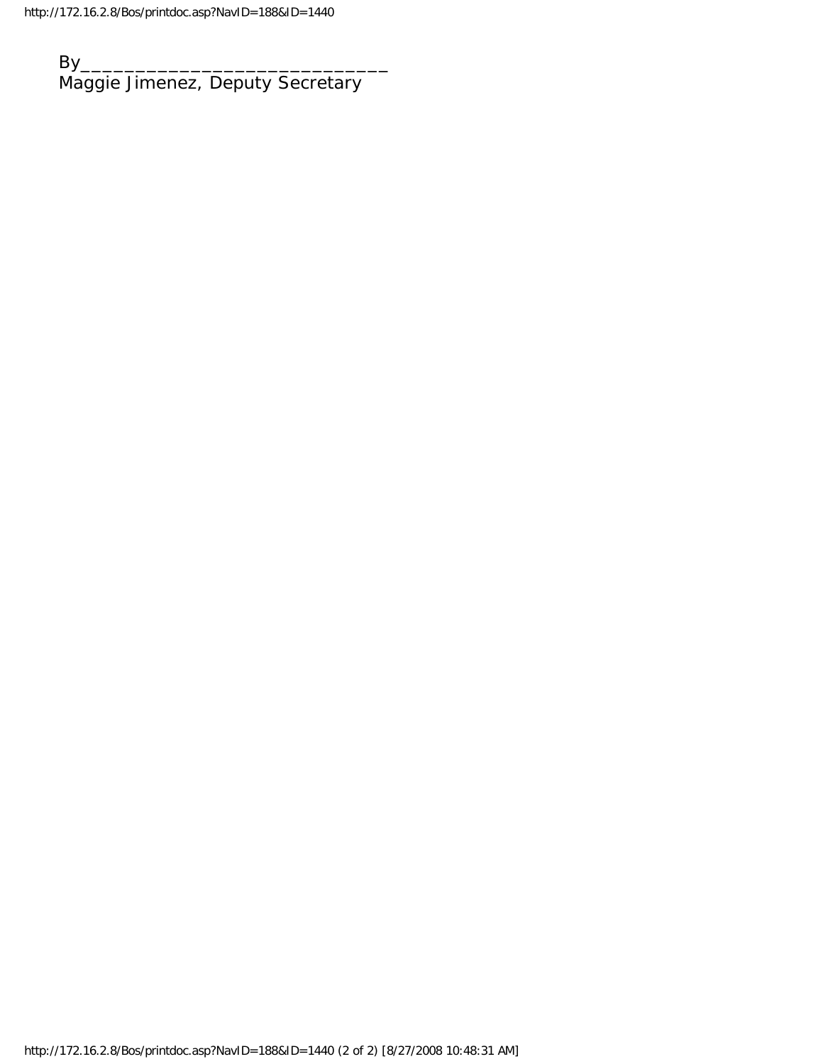By_____________________________
Maggie Jimenez, Deputy Secretary